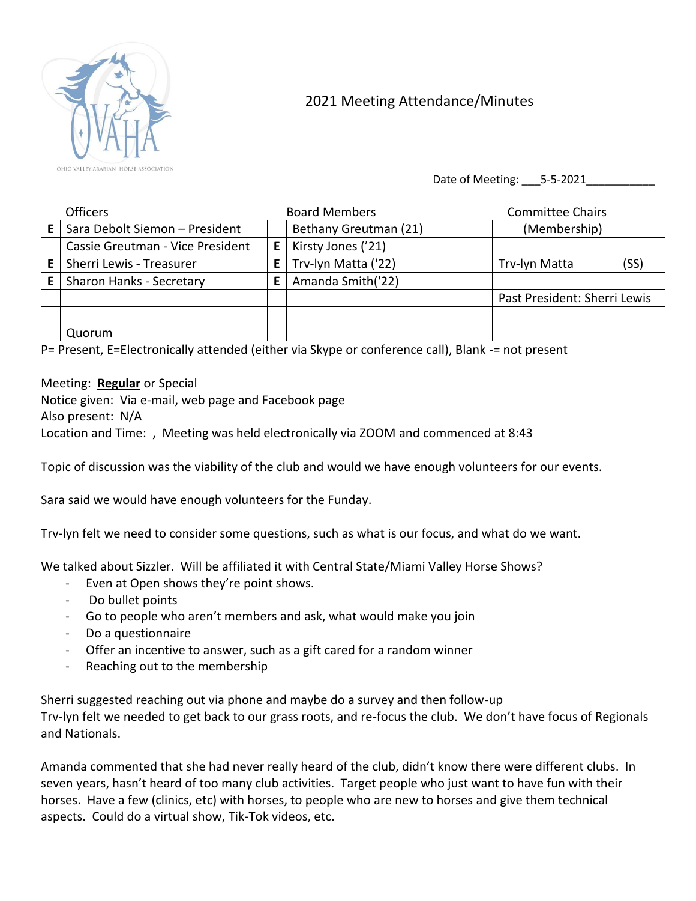# 2021 Meeting Attendance/Minutes

Date of Meeting: \_\_\_5-5-2021\_\_\_\_\_\_\_\_\_\_\_

| | Officers | | Board Members | | Committee Chairs |
|---|---|---|---|---|---|
| E | Sara Debolt Siemon – President | | Bethany Greutman (21) | | (Membership) |
| | Cassie Greutman - Vice President | E | Kirsty Jones ('21) | | |
| E | Sherri Lewis - Treasurer | E | Trv-lyn Matta ('22) | | Trv-lyn Matta (SS) |
| E | Sharon Hanks - Secretary | E | Amanda Smith('22) | | |
| | | | | | Past President: Sherri Lewis |
| | | | | | |
| | Quorum | | | | |

P= Present, E=Electronically attended (either via Skype or conference call), Blank -= not present

Meeting: **Regular** or Special
Notice given: Via e-mail, web page and Facebook page
Also present: N/A
Location and Time: , Meeting was held electronically via ZOOM and commenced at 8:43

Topic of discussion was the viability of the club and would we have enough volunteers for our events.

Sara said we would have enough volunteers for the Funday.

Trv-lyn felt we need to consider some questions, such as what is our focus, and what do we want.

We talked about Sizzler. Will be affiliated it with Central State/Miami Valley Horse Shows?

- Even at Open shows they're point shows.
- Do bullet points
- Go to people who aren't members and ask, what would make you join
- Do a questionnaire
- Offer an incentive to answer, such as a gift cared for a random winner
- Reaching out to the membership

Sherri suggested reaching out via phone and maybe do a survey and then follow-up
Trv-lyn felt we needed to get back to our grass roots, and re-focus the club. We don't have focus of Regionals and Nationals.

Amanda commented that she had never really heard of the club, didn't know there were different clubs. In seven years, hasn't heard of too many club activities. Target people who just want to have fun with their horses. Have a few (clinics, etc) with horses, to people who are new to horses and give them technical aspects. Could do a virtual show, Tik-Tok videos, etc.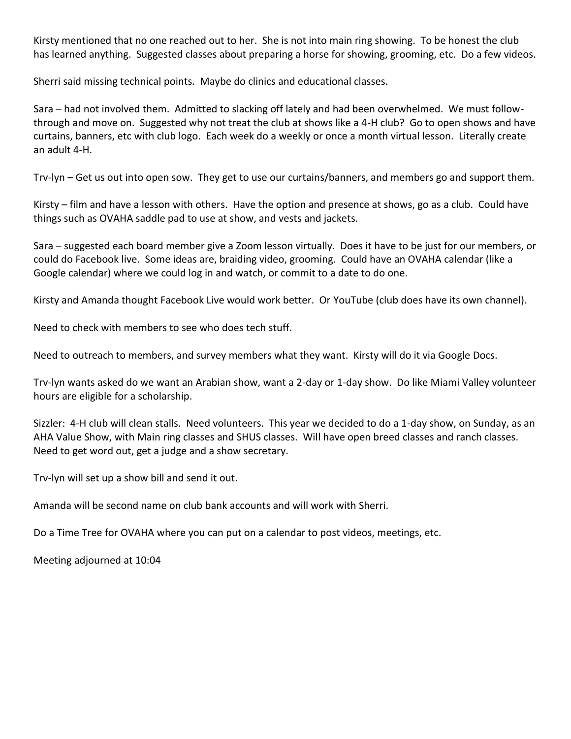Kirsty mentioned that no one reached out to her. She is not into main ring showing. To be honest the club has learned anything. Suggested classes about preparing a horse for showing, grooming, etc. Do a few videos.

Sherri said missing technical points. Maybe do clinics and educational classes.

Sara – had not involved them. Admitted to slacking off lately and had been overwhelmed. We must follow-through and move on. Suggested why not treat the club at shows like a 4-H club? Go to open shows and have curtains, banners, etc with club logo. Each week do a weekly or once a month virtual lesson. Literally create an adult 4-H.

Trv-lyn – Get us out into open sow. They get to use our curtains/banners, and members go and support them.

Kirsty – film and have a lesson with others. Have the option and presence at shows, go as a club. Could have things such as OVAHA saddle pad to use at show, and vests and jackets.

Sara – suggested each board member give a Zoom lesson virtually. Does it have to be just for our members, or could do Facebook live. Some ideas are, braiding video, grooming. Could have an OVAHA calendar (like a Google calendar) where we could log in and watch, or commit to a date to do one.

Kirsty and Amanda thought Facebook Live would work better. Or YouTube (club does have its own channel).

Need to check with members to see who does tech stuff.

Need to outreach to members, and survey members what they want. Kirsty will do it via Google Docs.

Trv-lyn wants asked do we want an Arabian show, want a 2-day or 1-day show. Do like Miami Valley volunteer hours are eligible for a scholarship.

Sizzler: 4-H club will clean stalls. Need volunteers. This year we decided to do a 1-day show, on Sunday, as an AHA Value Show, with Main ring classes and SHUS classes. Will have open breed classes and ranch classes. Need to get word out, get a judge and a show secretary.

Trv-lyn will set up a show bill and send it out.

Amanda will be second name on club bank accounts and will work with Sherri.

Do a Time Tree for OVAHA where you can put on a calendar to post videos, meetings, etc.

Meeting adjourned at 10:04